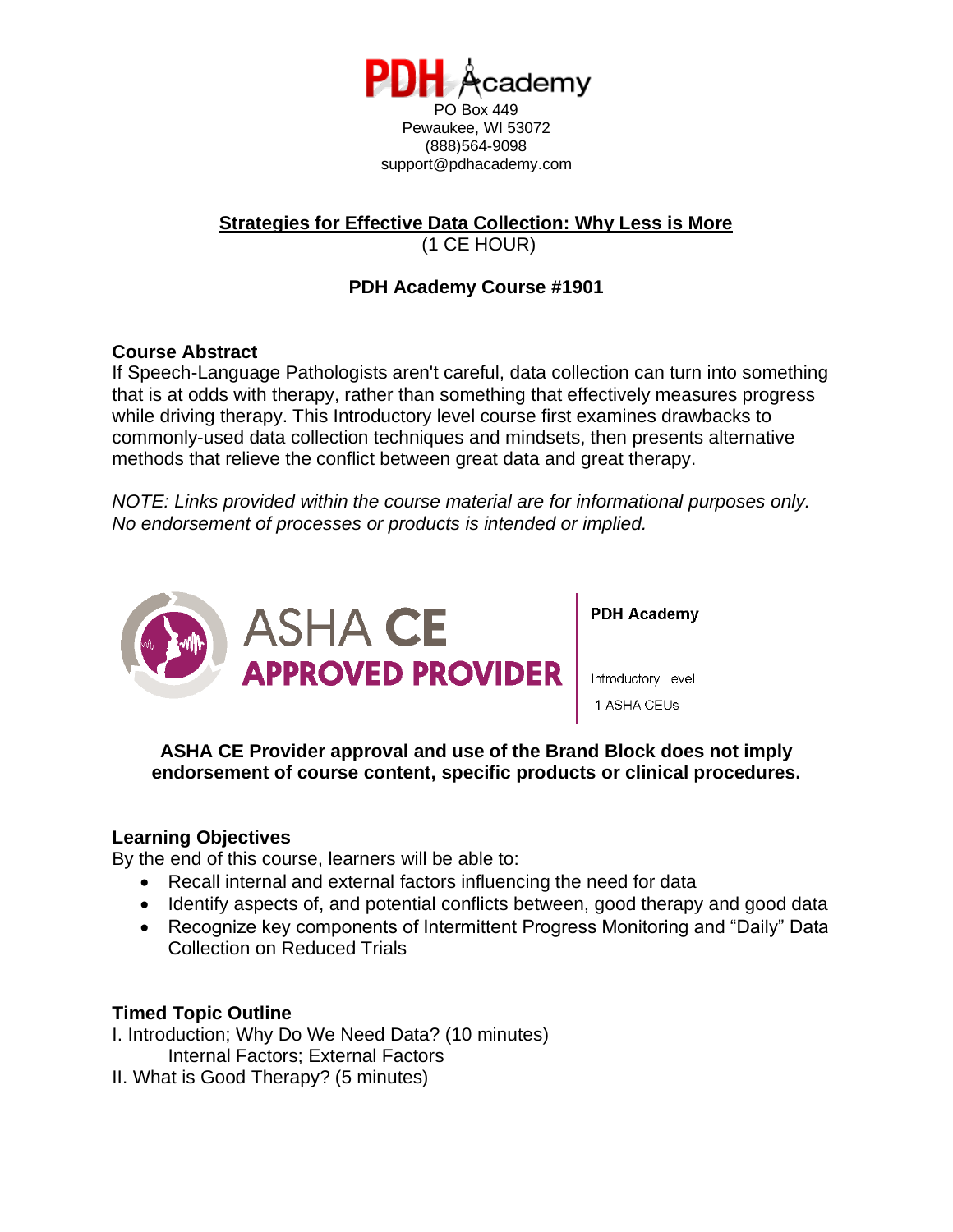PDH Academy
PO Box 449
Pewaukee, WI 53072
(888)564-9098
support@pdhacademy.com

# Strategies for Effective Data Collection: Why Less is More

(1 CE HOUR)

**PDH Academy Course #1901**

## Course Abstract

If Speech-Language Pathologists aren't careful, data collection can turn into something that is at odds with therapy, rather than something that effectively measures progress while driving therapy. This Introductory level course first examines drawbacks to commonly-used data collection techniques and mindsets, then presents alternative methods that relieve the conflict between great data and great therapy.

*NOTE: Links provided within the course material are for informational purposes only. No endorsement of processes or products is intended or implied.*

ASHA CE APPROVED PROVIDER

**PDH Academy**

Introductory Level

.1 ASHA CEUs

**ASHA CE Provider approval and use of the Brand Block does not imply endorsement of course content, specific products or clinical procedures.**

## Learning Objectives

By the end of this course, learners will be able to:

- Recall internal and external factors influencing the need for data
- Identify aspects of, and potential conflicts between, good therapy and good data
- Recognize key components of Intermittent Progress Monitoring and "Daily" Data Collection on Reduced Trials

## Timed Topic Outline

I. Introduction; Why Do We Need Data? (10 minutes)
  Internal Factors; External Factors
II. What is Good Therapy? (5 minutes)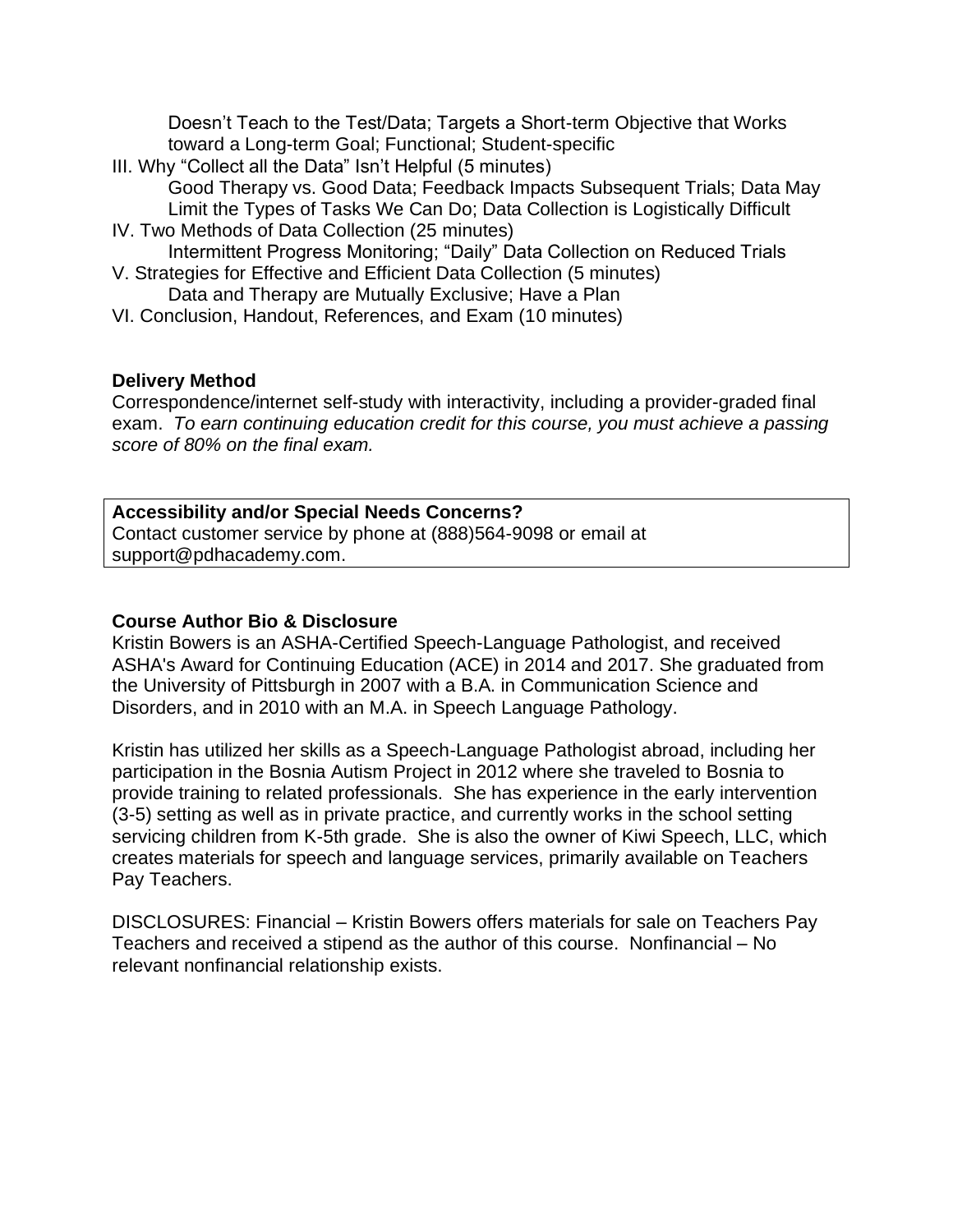Doesn't Teach to the Test/Data; Targets a Short-term Objective that Works toward a Long-term Goal; Functional; Student-specific

III. Why "Collect all the Data" Isn't Helpful (5 minutes)
    Good Therapy vs. Good Data; Feedback Impacts Subsequent Trials; Data May Limit the Types of Tasks We Can Do; Data Collection is Logistically Difficult

IV. Two Methods of Data Collection (25 minutes)
    Intermittent Progress Monitoring; "Daily" Data Collection on Reduced Trials

V. Strategies for Effective and Efficient Data Collection (5 minutes)
    Data and Therapy are Mutually Exclusive; Have a Plan

VI. Conclusion, Handout, References, and Exam (10 minutes)

**Delivery Method**

Correspondence/internet self-study with interactivity, including a provider-graded final exam. *To earn continuing education credit for this course, you must achieve a passing score of 80% on the final exam.*

**Accessibility and/or Special Needs Concerns?**

Contact customer service by phone at (888)564-9098 or email at support@pdhacademy.com.

**Course Author Bio & Disclosure**

Kristin Bowers is an ASHA-Certified Speech-Language Pathologist, and received ASHA's Award for Continuing Education (ACE) in 2014 and 2017. She graduated from the University of Pittsburgh in 2007 with a B.A. in Communication Science and Disorders, and in 2010 with an M.A. in Speech Language Pathology.

Kristin has utilized her skills as a Speech-Language Pathologist abroad, including her participation in the Bosnia Autism Project in 2012 where she traveled to Bosnia to provide training to related professionals. She has experience in the early intervention (3-5) setting as well as in private practice, and currently works in the school setting servicing children from K-5th grade. She is also the owner of Kiwi Speech, LLC, which creates materials for speech and language services, primarily available on Teachers Pay Teachers.

DISCLOSURES: Financial – Kristin Bowers offers materials for sale on Teachers Pay Teachers and received a stipend as the author of this course. Nonfinancial – No relevant nonfinancial relationship exists.